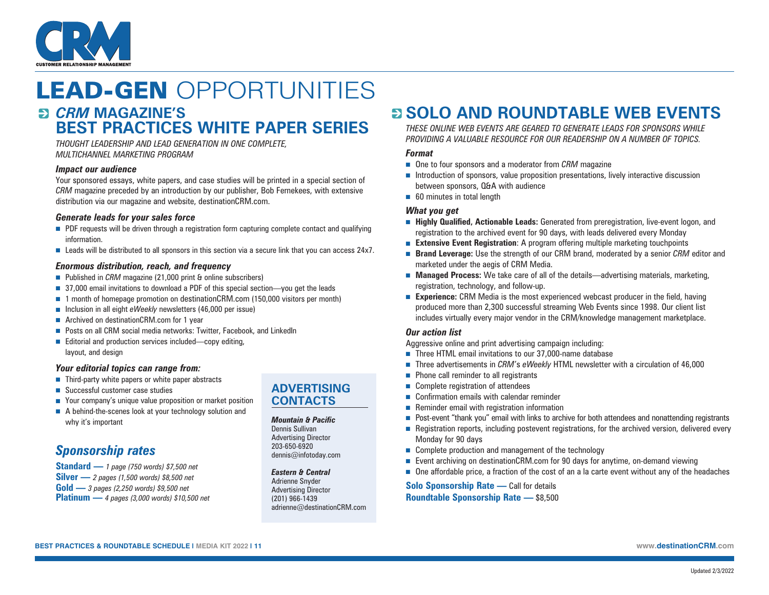# LEAD-GEN OPPORTUNITIES

## *CRM* MAGAZINE'S BEST PRACTICES WHITE PAPER SERIES

*THOUGHT LEADERSHIP AND LEAD GENERATION IN ONE COMPLETE, MULTICHANNEL MARKETING PROGRAM*

### *Impact our audience*

Your sponsored essays, white papers, and case studies will be printed in a special section of *CRM* magazine preceded by an introduction by our publisher, Bob Fernekees, with extensive distribution via our magazine and website, destinationCRM.com.

### *Generate leads for your sales force*

- PDF requests will be driven through a registration form capturing complete contact and qualifying information.
- Leads will be distributed to all sponsors in this section via a secure link that you can access 24x7.

### *Enormous distribution, reach, and frequency*

- Published in *CRM* magazine (21,000 print & online subscribers)
- 37,000 email invitations to download a PDF of this special section—you get the leads
- 1 month of homepage promotion on destinationCRM.com (150,000 visitors per month)
- Inclusion in all eight *eWeekly* newsletters (46,000 per issue)
- Archived on destinationCRM.com for 1 year
- Posts on all CRM social media networks: Twitter, Facebook, and LinkedIn
- Editorial and production services included—copy editing, layout, and design

### *Your editorial topics can range from:*

- Third-party white papers or white paper abstracts
- Successful customer case studies
- Your company's unique value proposition or market position
- A behind-the-scenes look at your technology solution and why it's important

## *Sponsorship rates*

**Standard —** *1 page (750 words) $7,500 net*
**Silver —** *2 pages (1,500 words) $8,500 net*
**Gold —** *3 pages (2,250 words) $9,500 net*
**Platinum —** *4 pages (3,000 words) $10,500 net*

## ADVERTISING CONTACTS

***Mountain & Pacific***
Dennis Sullivan
Advertising Director
203-650-6920
dennis@infotoday.com

***Eastern & Central***
Adrienne Snyder
Advertising Director
(201) 966-1439
adrienne@destinationCRM.com

## SOLO AND ROUNDTABLE WEB EVENTS

*THESE ONLINE WEB EVENTS ARE GEARED TO GENERATE LEADS FOR SPONSORS WHILE PROVIDING A VALUABLE RESOURCE FOR OUR READERSHIP ON A NUMBER OF TOPICS.*

### *Format*

- One to four sponsors and a moderator from *CRM* magazine
- Introduction of sponsors, value proposition presentations, lively interactive discussion between sponsors, Q&A with audience
- 60 minutes in total length

### *What you get*

- **Highly Qualified, Actionable Leads:** Generated from preregistration, live-event logon, and registration to the archived event for 90 days, with leads delivered every Monday
- **Extensive Event Registration**: A program offering multiple marketing touchpoints
- **Brand Leverage:** Use the strength of our CRM brand, moderated by a senior *CRM* editor and marketed under the aegis of CRM Media.
- **Managed Process:** We take care of all of the details—advertising materials, marketing, registration, technology, and follow-up.
- **Experience:** CRM Media is the most experienced webcast producer in the field, having produced more than 2,300 successful streaming Web Events since 1998. Our client list includes virtually every major vendor in the CRM/knowledge management marketplace.

### *Our action list*

Aggressive online and print advertising campaign including:

- Three HTML email invitations to our 37,000-name database
- Three advertisements in *CRM*'s *eWeekly* HTML newsletter with a circulation of 46,000
- Phone call reminder to all registrants
- Complete registration of attendees
- Confirmation emails with calendar reminder
- Reminder email with registration information
- Post-event "thank you" email with links to archive for both attendees and nonattending registrants
- Registration reports, including postevent registrations, for the archived version, delivered every Monday for 90 days
- Complete production and management of the technology
- Event archiving on destinationCRM.com for 90 days for anytime, on-demand viewing
- One affordable price, a fraction of the cost of an a la carte event without any of the headaches

**Solo Sponsorship Rate —** Call for details
**Roundtable Sponsorship Rate —** $8,500

Updated 2/3/2022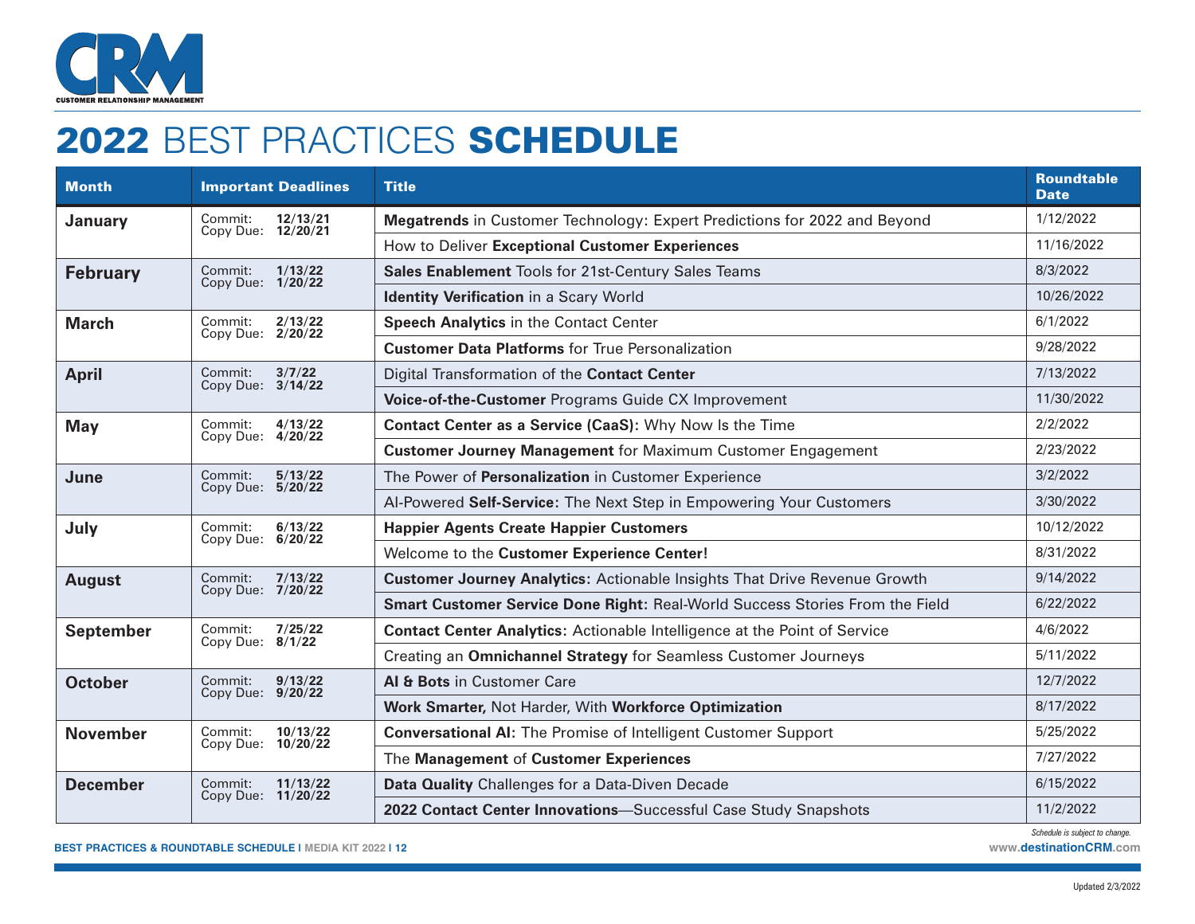CRM
CUSTOMER RELATIONSHIP MANAGEMENT

# 2022 BEST PRACTICES SCHEDULE

| Month | Important Deadlines | Title | Roundtable Date |
|---|---|---|---|
| **January** | Commit: **12/13/21** Copy Due: **12/20/21** | **Megatrends** in Customer Technology: Expert Predictions for 2022 and Beyond | 1/12/2022 |
| | | How to Deliver **Exceptional Customer Experiences** | 11/16/2022 |
| **February** | Commit: **1/13/22** Copy Due: **1/20/22** | **Sales Enablement** Tools for 21st-Century Sales Teams | 8/3/2022 |
| | | **Identity Verification** in a Scary World | 10/26/2022 |
| **March** | Commit: **2/13/22** Copy Due: **2/20/22** | **Speech Analytics** in the Contact Center | 6/1/2022 |
| | | **Customer Data Platforms** for True Personalization | 9/28/2022 |
| **April** | Commit: **3/7/22** Copy Due: **3/14/22** | Digital Transformation of the **Contact Center** | 7/13/2022 |
| | | **Voice-of-the-Customer** Programs Guide CX Improvement | 11/30/2022 |
| **May** | Commit: **4/13/22** Copy Due: **4/20/22** | **Contact Center as a Service (CaaS):** Why Now Is the Time | 2/2/2022 |
| | | **Customer Journey Management** for Maximum Customer Engagement | 2/23/2022 |
| **June** | Commit: **5/13/22** Copy Due: **5/20/22** | The Power of **Personalization** in Customer Experience | 3/2/2022 |
| | | AI-Powered **Self-Service:** The Next Step in Empowering Your Customers | 3/30/2022 |
| **July** | Commit: **6/13/22** Copy Due: **6/20/22** | **Happier Agents Create Happier Customers** | 10/12/2022 |
| | | Welcome to the **Customer Experience Center!** | 8/31/2022 |
| **August** | Commit: **7/13/22** Copy Due: **7/20/22** | **Customer Journey Analytics**: Actionable Insights That Drive Revenue Growth | 9/14/2022 |
| | | **Smart Customer Service Done Right:** Real-World Success Stories From the Field | 6/22/2022 |
| **September** | Commit: **7/25/22** Copy Due: **8/1/22** | **Contact Center Analytics**: Actionable Intelligence at the Point of Service | 4/6/2022 |
| | | Creating an **Omnichannel Strategy** for Seamless Customer Journeys | 5/11/2022 |
| **October** | Commit: **9/13/22** Copy Due: **9/20/22** | **AI & Bots** in Customer Care | 12/7/2022 |
| | | **Work Smarter,** Not Harder, With **Workforce Optimization** | 8/17/2022 |
| **November** | Commit: **10/13/22** Copy Due: **10/20/22** | **Conversational AI:** The Promise of Intelligent Customer Support | 5/25/2022 |
| | | The **Management** of **Customer Experiences** | 7/27/2022 |
| **December** | Commit: **11/13/22** Copy Due: **11/20/22** | **Data Quality** Challenges for a Data-Diven Decade | 6/15/2022 |
| | | **2022 Contact Center Innovations**—Successful Case Study Snapshots | 11/2/2022 |

*Schedule is subject to change.*

Updated 2/3/2022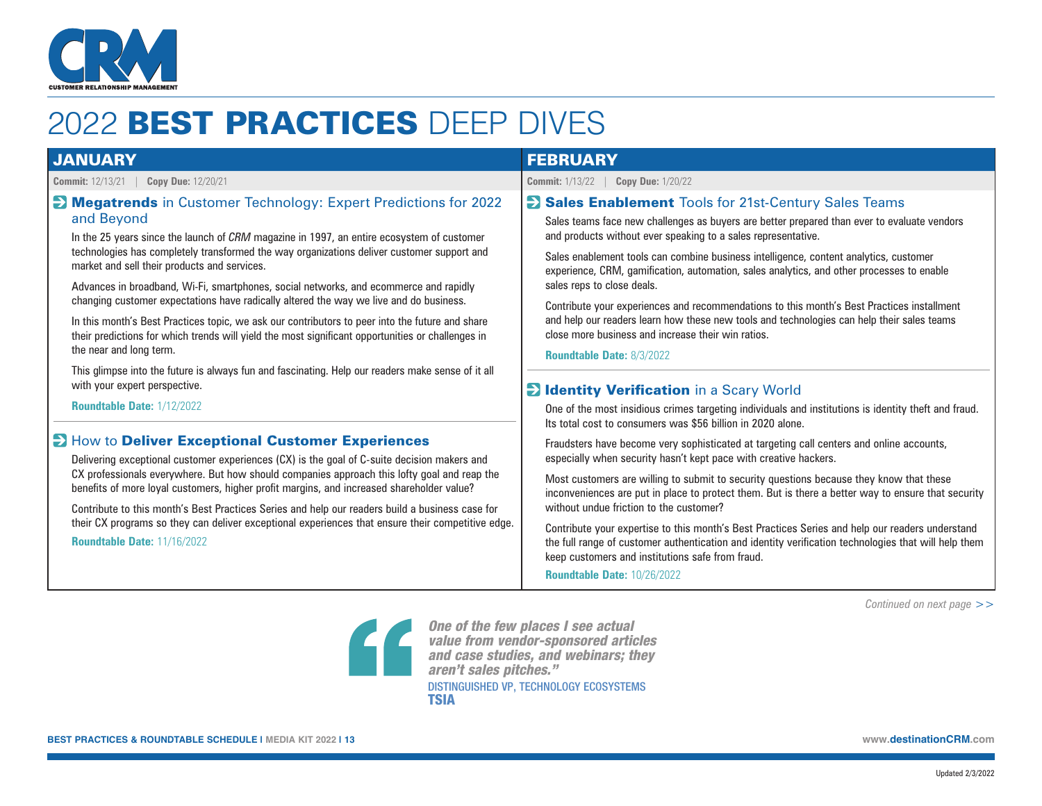CRM
CUSTOMER RELATIONSHIP MANAGEMENT

# 2022 **BEST PRACTICES** DEEP DIVES

## JANUARY

**Commit:** 12/13/21 | **Copy Due:** 12/20/21

### **Megatrends** in Customer Technology: Expert Predictions for 2022 and Beyond

In the 25 years since the launch of *CRM* magazine in 1997, an entire ecosystem of customer technologies has completely transformed the way organizations deliver customer support and market and sell their products and services.

Advances in broadband, Wi-Fi, smartphones, social networks, and ecommerce and rapidly changing customer expectations have radically altered the way we live and do business.

In this month's Best Practices topic, we ask our contributors to peer into the future and share their predictions for which trends will yield the most significant opportunities or challenges in the near and long term.

This glimpse into the future is always fun and fascinating. Help our readers make sense of it all with your expert perspective.

**Roundtable Date:** 1/12/2022

### How to **Deliver Exceptional Customer Experiences**

Delivering exceptional customer experiences (CX) is the goal of C-suite decision makers and CX professionals everywhere. But how should companies approach this lofty goal and reap the benefits of more loyal customers, higher profit margins, and increased shareholder value?

Contribute to this month's Best Practices Series and help our readers build a business case for their CX programs so they can deliver exceptional experiences that ensure their competitive edge.

**Roundtable Date:** 11/16/2022

## FEBRUARY

**Commit:** 1/13/22 | **Copy Due:** 1/20/22

### **Sales Enablement** Tools for 21st-Century Sales Teams

Sales teams face new challenges as buyers are better prepared than ever to evaluate vendors and products without ever speaking to a sales representative.

Sales enablement tools can combine business intelligence, content analytics, customer experience, CRM, gamification, automation, sales analytics, and other processes to enable sales reps to close deals.

Contribute your experiences and recommendations to this month's Best Practices installment and help our readers learn how these new tools and technologies can help their sales teams close more business and increase their win ratios.

**Roundtable Date:** 8/3/2022

### **Identity Verification** in a Scary World

One of the most insidious crimes targeting individuals and institutions is identity theft and fraud. Its total cost to consumers was $56 billion in 2020 alone.

Fraudsters have become very sophisticated at targeting call centers and online accounts, especially when security hasn't kept pace with creative hackers.

Most customers are willing to submit to security questions because they know that these inconveniences are put in place to protect them. But is there a better way to ensure that security without undue friction to the customer?

Contribute your expertise to this month's Best Practices Series and help our readers understand the full range of customer authentication and identity verification technologies that will help them keep customers and institutions safe from fraud.

**Roundtable Date:** 10/26/2022

*Continued on next page >>*

> *One of the few places I see actual value from vendor-sponsored articles and case studies, and webinars; they aren't sales pitches."*
>
> DISTINGUISHED VP, TECHNOLOGY ECOSYSTEMS
> **TSIA**

Updated 2/3/2022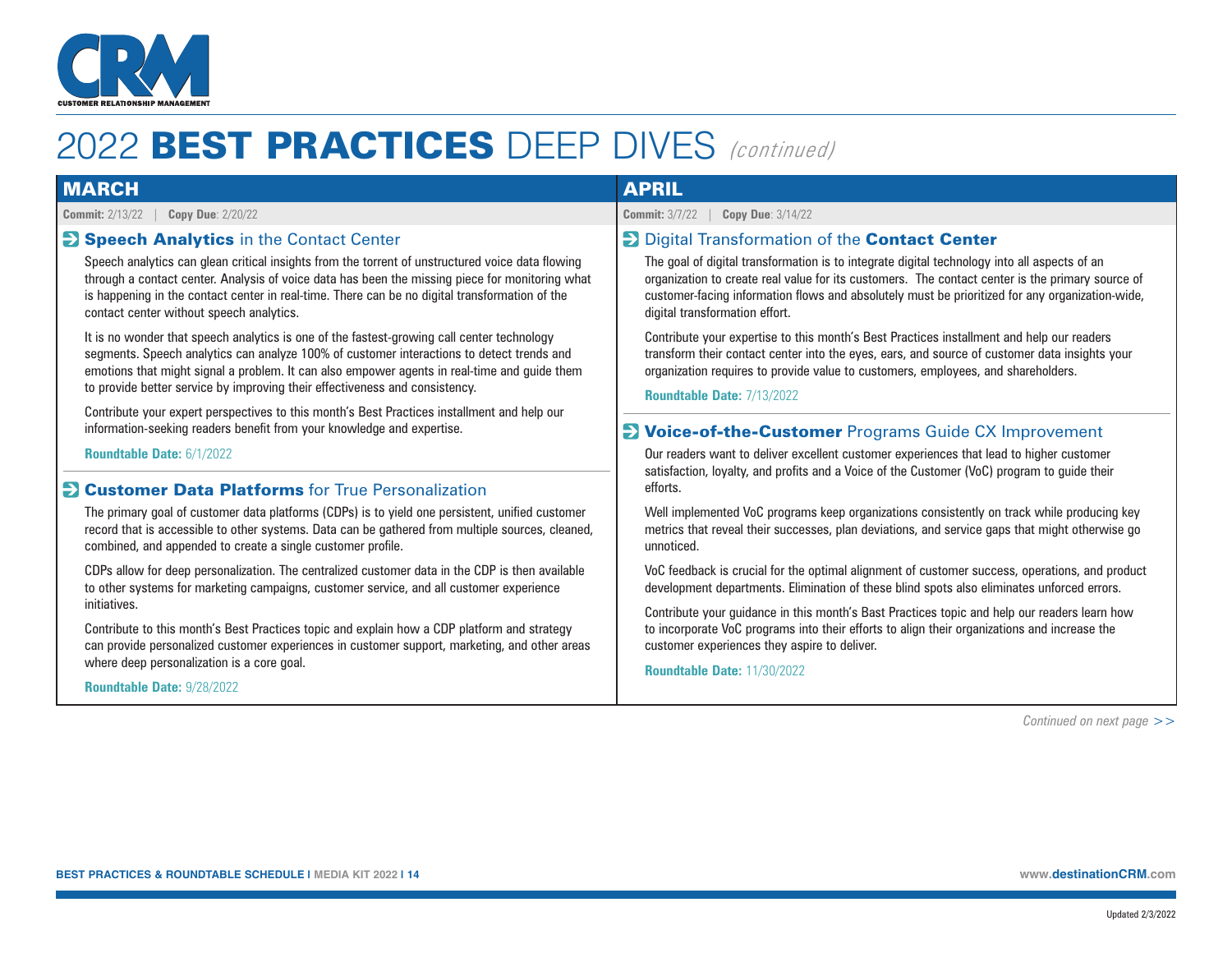# 2022 BEST PRACTICES DEEP DIVES *(continued)*

## MARCH

**Commit:** 2/13/22 | **Copy Due**: 2/20/22

### Speech Analytics in the Contact Center

Speech analytics can glean critical insights from the torrent of unstructured voice data flowing through a contact center. Analysis of voice data has been the missing piece for monitoring what is happening in the contact center in real-time. There can be no digital transformation of the contact center without speech analytics.

It is no wonder that speech analytics is one of the fastest-growing call center technology segments. Speech analytics can analyze 100% of customer interactions to detect trends and emotions that might signal a problem. It can also empower agents in real-time and guide them to provide better service by improving their effectiveness and consistency.

Contribute your expert perspectives to this month's Best Practices installment and help our information-seeking readers benefit from your knowledge and expertise.

**Roundtable Date:** 6/1/2022

### Customer Data Platforms for True Personalization

The primary goal of customer data platforms (CDPs) is to yield one persistent, unified customer record that is accessible to other systems. Data can be gathered from multiple sources, cleaned, combined, and appended to create a single customer profile.

CDPs allow for deep personalization. The centralized customer data in the CDP is then available to other systems for marketing campaigns, customer service, and all customer experience initiatives.

Contribute to this month's Best Practices topic and explain how a CDP platform and strategy can provide personalized customer experiences in customer support, marketing, and other areas where deep personalization is a core goal.

**Roundtable Date:** 9/28/2022

## APRIL

**Commit:** 3/7/22 | **Copy Due**: 3/14/22

### Digital Transformation of the Contact Center

The goal of digital transformation is to integrate digital technology into all aspects of an organization to create real value for its customers. The contact center is the primary source of customer-facing information flows and absolutely must be prioritized for any organization-wide, digital transformation effort.

Contribute your expertise to this month's Best Practices installment and help our readers transform their contact center into the eyes, ears, and source of customer data insights your organization requires to provide value to customers, employees, and shareholders.

**Roundtable Date:** 7/13/2022

### Voice-of-the-Customer Programs Guide CX Improvement

Our readers want to deliver excellent customer experiences that lead to higher customer satisfaction, loyalty, and profits and a Voice of the Customer (VoC) program to guide their efforts.

Well implemented VoC programs keep organizations consistently on track while producing key metrics that reveal their successes, plan deviations, and service gaps that might otherwise go unnoticed.

VoC feedback is crucial for the optimal alignment of customer success, operations, and product development departments. Elimination of these blind spots also eliminates unforced errors.

Contribute your guidance in this month's Bast Practices topic and help our readers learn how to incorporate VoC programs into their efforts to align their organizations and increase the customer experiences they aspire to deliver.

**Roundtable Date:** 11/30/2022

*Continued on next page >>*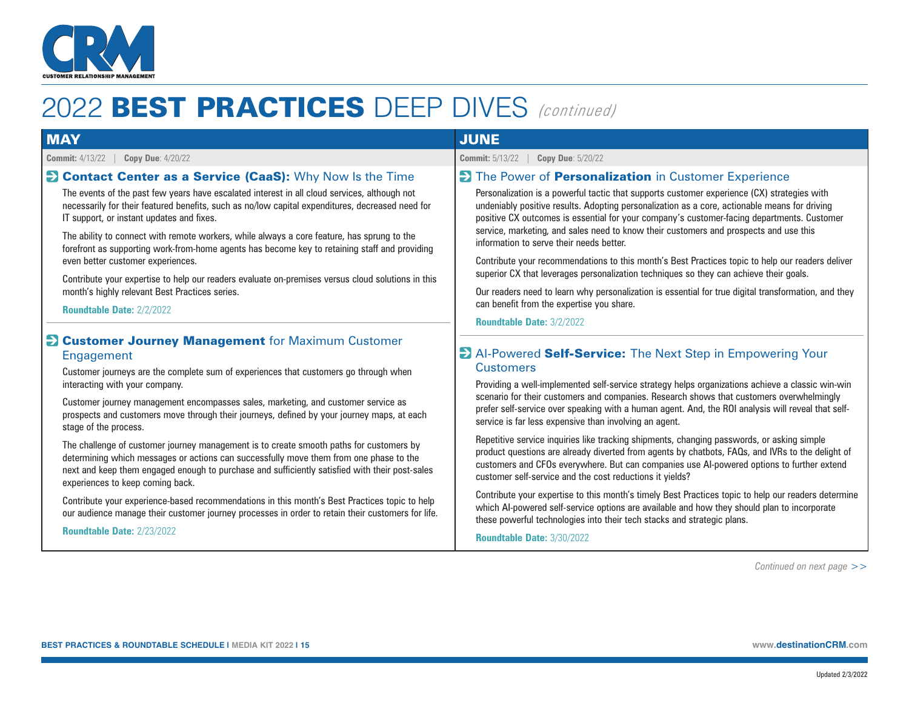# 2022 BEST PRACTICES DEEP DIVES *(continued)*

## MAY

**Commit:** 4/13/22 | **Copy Due**: 4/20/22

### **Contact Center as a Service (CaaS):** Why Now Is the Time

The events of the past few years have escalated interest in all cloud services, although not necessarily for their featured benefits, such as no/low capital expenditures, decreased need for IT support, or instant updates and fixes.

The ability to connect with remote workers, while always a core feature, has sprung to the forefront as supporting work-from-home agents has become key to retaining staff and providing even better customer experiences.

Contribute your expertise to help our readers evaluate on-premises versus cloud solutions in this month's highly relevant Best Practices series.

**Roundtable Date:** 2/2/2022

### **Customer Journey Management** for Maximum Customer Engagement

Customer journeys are the complete sum of experiences that customers go through when interacting with your company.

Customer journey management encompasses sales, marketing, and customer service as prospects and customers move through their journeys, defined by your journey maps, at each stage of the process.

The challenge of customer journey management is to create smooth paths for customers by determining which messages or actions can successfully move them from one phase to the next and keep them engaged enough to purchase and sufficiently satisfied with their post-sales experiences to keep coming back.

Contribute your experience-based recommendations in this month's Best Practices topic to help our audience manage their customer journey processes in order to retain their customers for life.

**Roundtable Date:** 2/23/2022

## JUNE

**Commit:** 5/13/22 | **Copy Due**: 5/20/22

### The Power of **Personalization** in Customer Experience

Personalization is a powerful tactic that supports customer experience (CX) strategies with undeniably positive results. Adopting personalization as a core, actionable means for driving positive CX outcomes is essential for your company's customer-facing departments. Customer service, marketing, and sales need to know their customers and prospects and use this information to serve their needs better.

Contribute your recommendations to this month's Best Practices topic to help our readers deliver superior CX that leverages personalization techniques so they can achieve their goals.

Our readers need to learn why personalization is essential for true digital transformation, and they can benefit from the expertise you share.

**Roundtable Date:** 3/2/2022

### AI-Powered **Self-Service:** The Next Step in Empowering Your Customers

Providing a well-implemented self-service strategy helps organizations achieve a classic win-win scenario for their customers and companies. Research shows that customers overwhelmingly prefer self-service over speaking with a human agent. And, the ROI analysis will reveal that self-service is far less expensive than involving an agent.

Repetitive service inquiries like tracking shipments, changing passwords, or asking simple product questions are already diverted from agents by chatbots, FAQs, and IVRs to the delight of customers and CFOs everywhere. But can companies use AI-powered options to further extend customer self-service and the cost reductions it yields?

Contribute your expertise to this month's timely Best Practices topic to help our readers determine which AI-powered self-service options are available and how they should plan to incorporate these powerful technologies into their tech stacks and strategic plans.

**Roundtable Date:** 3/30/2022

*Continued on next page >>*

Updated 2/3/2022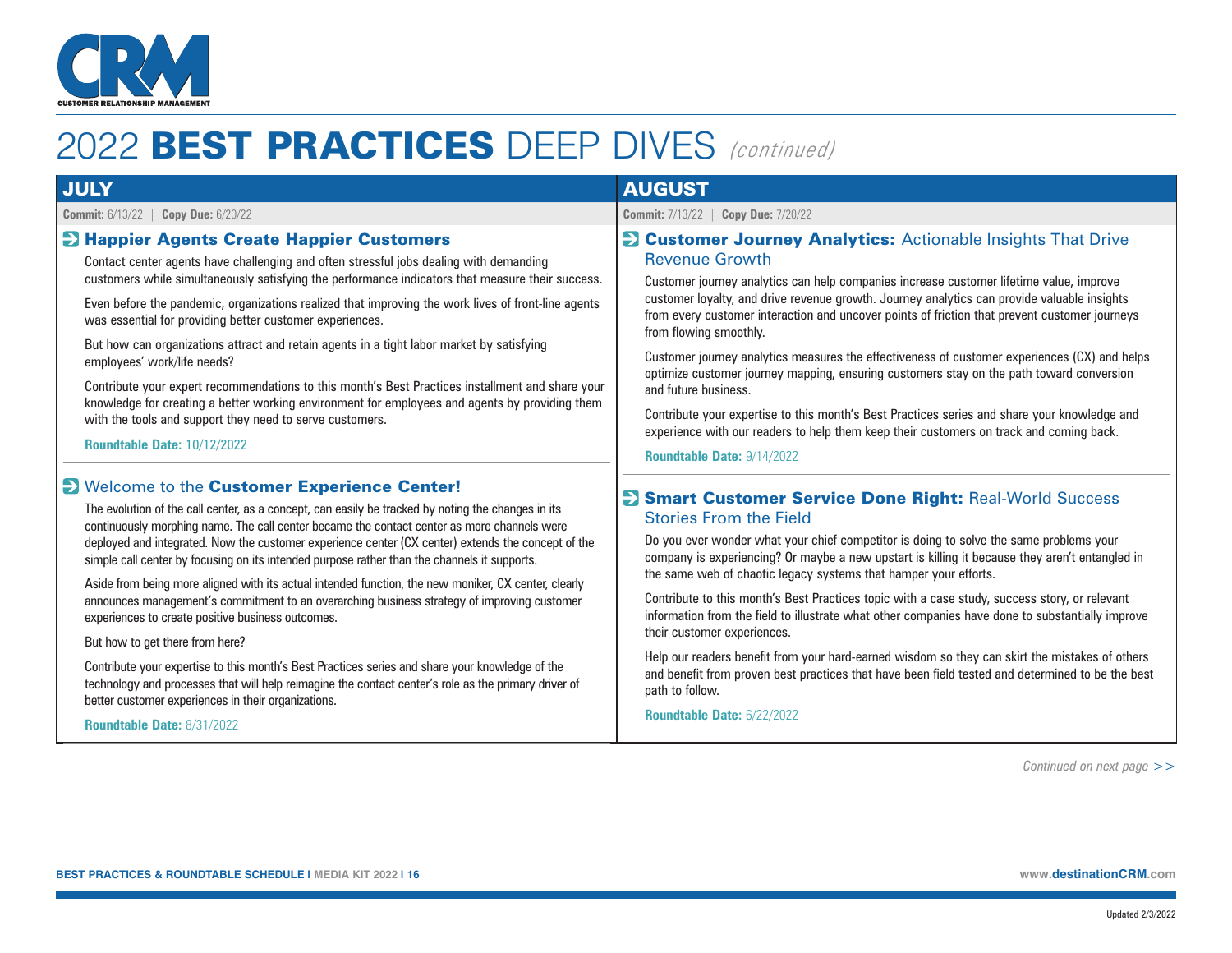# 2022 BEST PRACTICES DEEP DIVES *(continued)*

## JULY

**Commit:** 6/13/22 | **Copy Due:** 6/20/22

### Happier Agents Create Happier Customers

Contact center agents have challenging and often stressful jobs dealing with demanding customers while simultaneously satisfying the performance indicators that measure their success.

Even before the pandemic, organizations realized that improving the work lives of front-line agents was essential for providing better customer experiences.

But how can organizations attract and retain agents in a tight labor market by satisfying employees' work/life needs?

Contribute your expert recommendations to this month's Best Practices installment and share your knowledge for creating a better working environment for employees and agents by providing them with the tools and support they need to serve customers.

**Roundtable Date:** 10/12/2022

### Welcome to the **Customer Experience Center!**

The evolution of the call center, as a concept, can easily be tracked by noting the changes in its continuously morphing name. The call center became the contact center as more channels were deployed and integrated. Now the customer experience center (CX center) extends the concept of the simple call center by focusing on its intended purpose rather than the channels it supports.

Aside from being more aligned with its actual intended function, the new moniker, CX center, clearly announces management's commitment to an overarching business strategy of improving customer experiences to create positive business outcomes.

But how to get there from here?

Contribute your expertise to this month's Best Practices series and share your knowledge of the technology and processes that will help reimagine the contact center's role as the primary driver of better customer experiences in their organizations.

**Roundtable Date:** 8/31/2022

## AUGUST

**Commit:** 7/13/22 | **Copy Due:** 7/20/22

### **Customer Journey Analytics:** Actionable Insights That Drive Revenue Growth

Customer journey analytics can help companies increase customer lifetime value, improve customer loyalty, and drive revenue growth. Journey analytics can provide valuable insights from every customer interaction and uncover points of friction that prevent customer journeys from flowing smoothly.

Customer journey analytics measures the effectiveness of customer experiences (CX) and helps optimize customer journey mapping, ensuring customers stay on the path toward conversion and future business.

Contribute your expertise to this month's Best Practices series and share your knowledge and experience with our readers to help them keep their customers on track and coming back.

**Roundtable Date:** 9/14/2022

### **Smart Customer Service Done Right:** Real-World Success Stories From the Field

Do you ever wonder what your chief competitor is doing to solve the same problems your company is experiencing? Or maybe a new upstart is killing it because they aren't entangled in the same web of chaotic legacy systems that hamper your efforts.

Contribute to this month's Best Practices topic with a case study, success story, or relevant information from the field to illustrate what other companies have done to substantially improve their customer experiences.

Help our readers benefit from your hard-earned wisdom so they can skirt the mistakes of others and benefit from proven best practices that have been field tested and determined to be the best path to follow.

**Roundtable Date:** 6/22/2022

*Continued on next page >>*

Updated 2/3/2022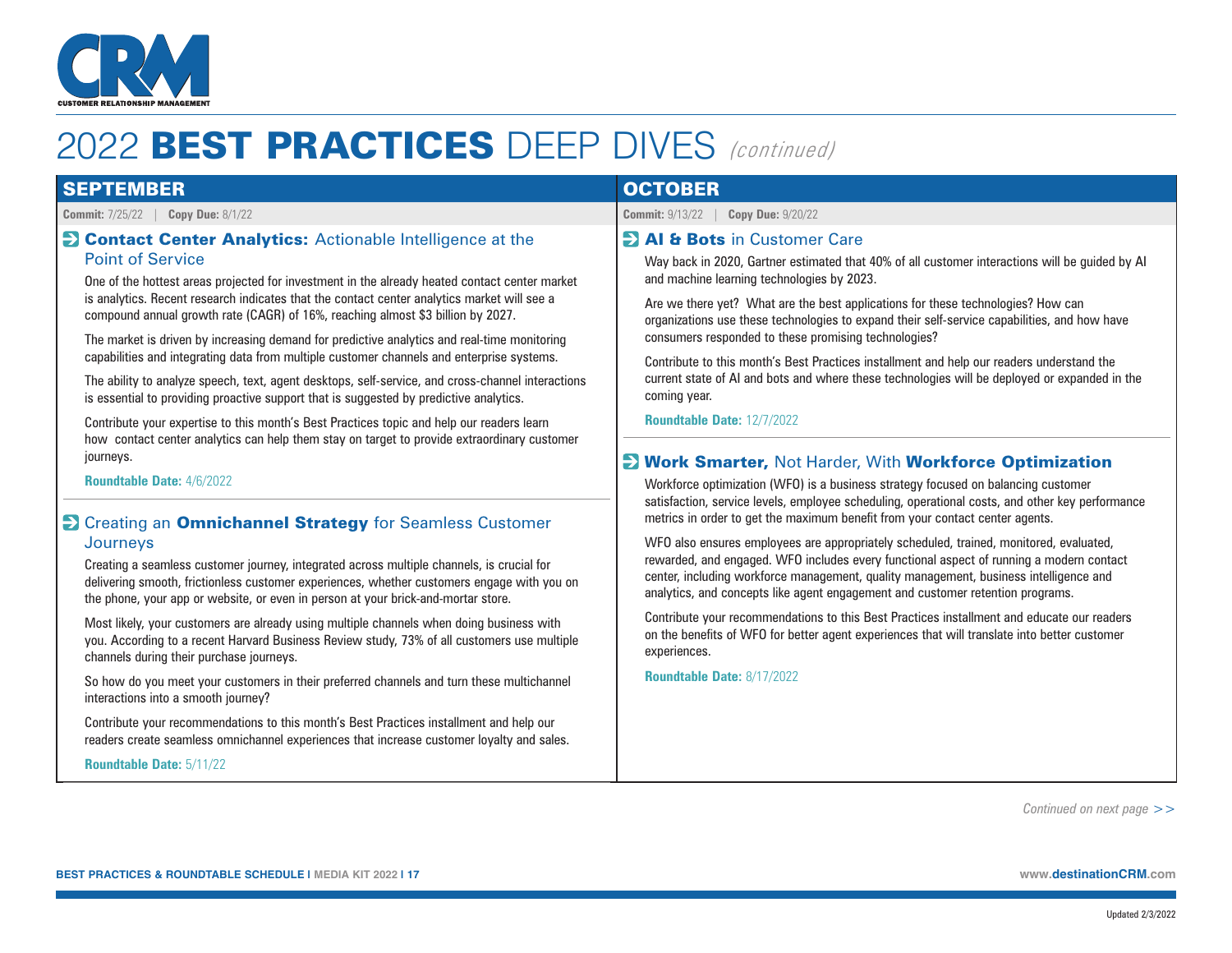# 2022 BEST PRACTICES DEEP DIVES *(continued)*

## SEPTEMBER

**Commit:** 7/25/22 | **Copy Due:** 8/1/22

### Contact Center Analytics: Actionable Intelligence at the Point of Service

One of the hottest areas projected for investment in the already heated contact center market is analytics. Recent research indicates that the contact center analytics market will see a compound annual growth rate (CAGR) of 16%, reaching almost $3 billion by 2027.

The market is driven by increasing demand for predictive analytics and real-time monitoring capabilities and integrating data from multiple customer channels and enterprise systems.

The ability to analyze speech, text, agent desktops, self-service, and cross-channel interactions is essential to providing proactive support that is suggested by predictive analytics.

Contribute your expertise to this month's Best Practices topic and help our readers learn how contact center analytics can help them stay on target to provide extraordinary customer journeys.

**Roundtable Date:** 4/6/2022

### Creating an Omnichannel Strategy for Seamless Customer Journeys

Creating a seamless customer journey, integrated across multiple channels, is crucial for delivering smooth, frictionless customer experiences, whether customers engage with you on the phone, your app or website, or even in person at your brick-and-mortar store.

Most likely, your customers are already using multiple channels when doing business with you. According to a recent Harvard Business Review study, 73% of all customers use multiple channels during their purchase journeys.

So how do you meet your customers in their preferred channels and turn these multichannel interactions into a smooth journey?

Contribute your recommendations to this month's Best Practices installment and help our readers create seamless omnichannel experiences that increase customer loyalty and sales.

**Roundtable Date:** 5/11/22

## OCTOBER

**Commit:** 9/13/22 | **Copy Due:** 9/20/22

### AI & Bots in Customer Care

Way back in 2020, Gartner estimated that 40% of all customer interactions will be guided by AI and machine learning technologies by 2023.

Are we there yet? What are the best applications for these technologies? How can organizations use these technologies to expand their self-service capabilities, and how have consumers responded to these promising technologies?

Contribute to this month's Best Practices installment and help our readers understand the current state of AI and bots and where these technologies will be deployed or expanded in the coming year.

**Roundtable Date:** 12/7/2022

### Work Smarter, Not Harder, With Workforce Optimization

Workforce optimization (WFO) is a business strategy focused on balancing customer satisfaction, service levels, employee scheduling, operational costs, and other key performance metrics in order to get the maximum benefit from your contact center agents.

WFO also ensures employees are appropriately scheduled, trained, monitored, evaluated, rewarded, and engaged. WFO includes every functional aspect of running a modern contact center, including workforce management, quality management, business intelligence and analytics, and concepts like agent engagement and customer retention programs.

Contribute your recommendations to this Best Practices installment and educate our readers on the benefits of WFO for better agent experiences that will translate into better customer experiences.

**Roundtable Date:** 8/17/2022

*Continued on next page >>*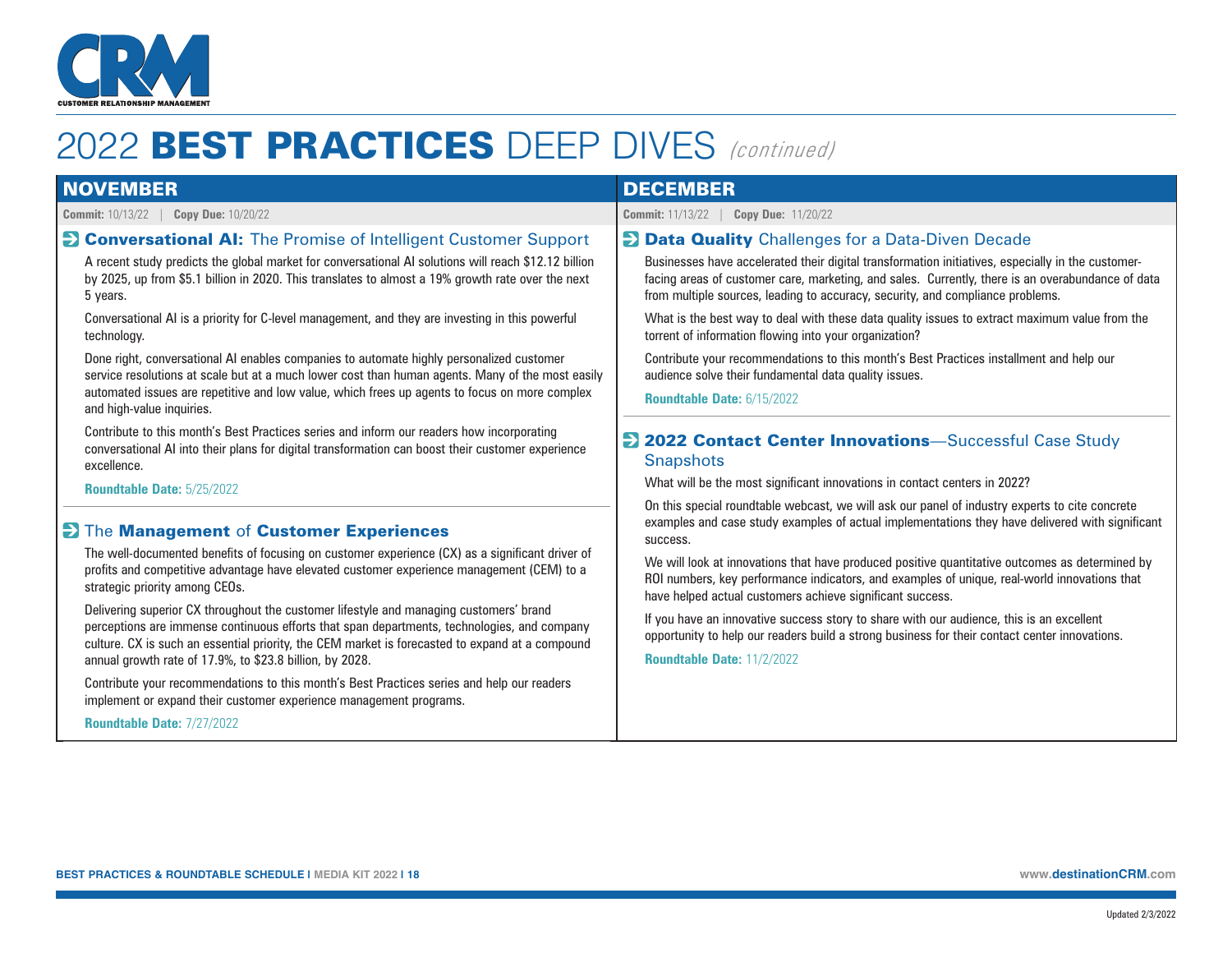# 2022 **BEST PRACTICES** DEEP DIVES *(continued)*

## NOVEMBER

**Commit:** 10/13/22 | **Copy Due:** 10/20/22

### Conversational AI: The Promise of Intelligent Customer Support

A recent study predicts the global market for conversational AI solutions will reach $12.12 billion by 2025, up from $5.1 billion in 2020. This translates to almost a 19% growth rate over the next 5 years.

Conversational AI is a priority for C-level management, and they are investing in this powerful technology.

Done right, conversational AI enables companies to automate highly personalized customer service resolutions at scale but at a much lower cost than human agents. Many of the most easily automated issues are repetitive and low value, which frees up agents to focus on more complex and high-value inquiries.

Contribute to this month's Best Practices series and inform our readers how incorporating conversational AI into their plans for digital transformation can boost their customer experience excellence.

**Roundtable Date:** 5/25/2022

### The Management of Customer Experiences

The well-documented benefits of focusing on customer experience (CX) as a significant driver of profits and competitive advantage have elevated customer experience management (CEM) to a strategic priority among CEOs.

Delivering superior CX throughout the customer lifestyle and managing customers' brand perceptions are immense continuous efforts that span departments, technologies, and company culture. CX is such an essential priority, the CEM market is forecasted to expand at a compound annual growth rate of 17.9%, to $23.8 billion, by 2028.

Contribute your recommendations to this month's Best Practices series and help our readers implement or expand their customer experience management programs.

**Roundtable Date:** 7/27/2022

## DECEMBER

**Commit:** 11/13/22 | **Copy Due:** 11/20/22

### Data Quality Challenges for a Data-Diven Decade

Businesses have accelerated their digital transformation initiatives, especially in the customer-facing areas of customer care, marketing, and sales. Currently, there is an overabundance of data from multiple sources, leading to accuracy, security, and compliance problems.

What is the best way to deal with these data quality issues to extract maximum value from the torrent of information flowing into your organization?

Contribute your recommendations to this month's Best Practices installment and help our audience solve their fundamental data quality issues.

**Roundtable Date:** 6/15/2022

### 2022 Contact Center Innovations—Successful Case Study Snapshots

What will be the most significant innovations in contact centers in 2022?

On this special roundtable webcast, we will ask our panel of industry experts to cite concrete examples and case study examples of actual implementations they have delivered with significant success.

We will look at innovations that have produced positive quantitative outcomes as determined by ROI numbers, key performance indicators, and examples of unique, real-world innovations that have helped actual customers achieve significant success.

If you have an innovative success story to share with our audience, this is an excellent opportunity to help our readers build a strong business for their contact center innovations.

**Roundtable Date:** 11/2/2022

Updated 2/3/2022